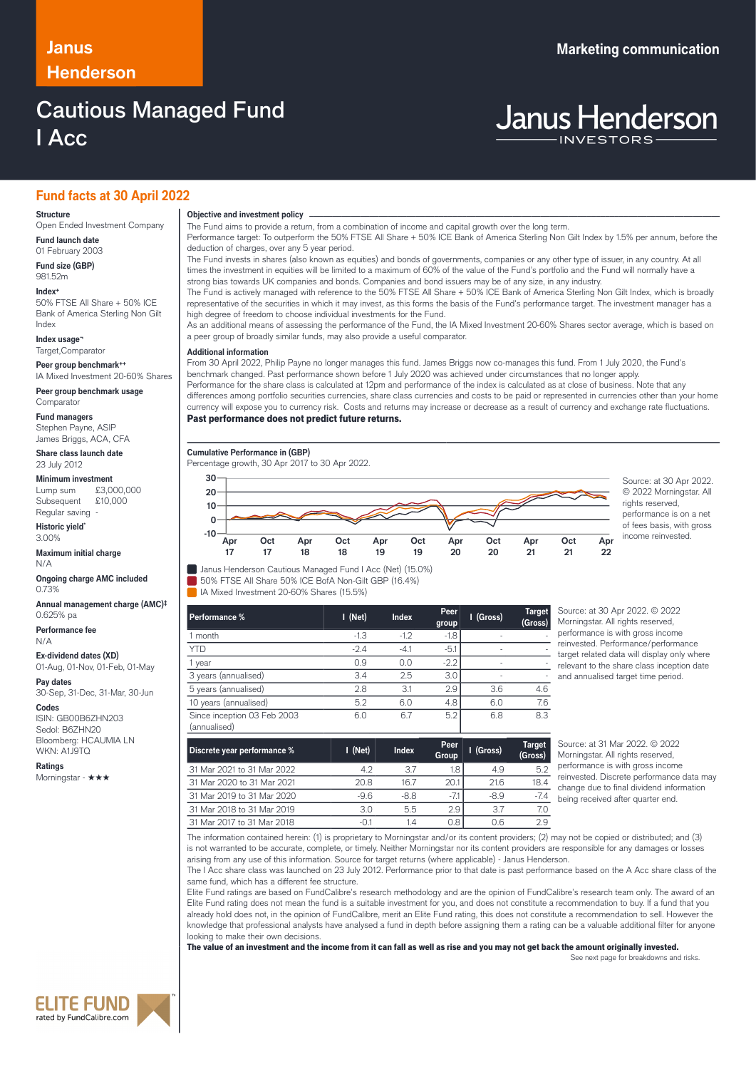Janus Henderson

**Marketing communication**

# Cautious Managed Fund I Acc

Janus Henderson INVESTORS

## Fund facts at 30 April 2022

**Structure**
Open Ended Investment Company

**Fund launch date**
01 February 2003

**Fund size (GBP)**
981.52m

**Index+**
50% FTSE All Share + 50% ICE Bank of America Sterling Non Gilt Index

**Index usage¬**
Target,Comparator

**Peer group benchmark++**
IA Mixed Investment 20-60% Shares

**Peer group benchmark usage**
Comparator

**Fund managers**
Stephen Payne, ASIP
James Briggs, ACA, CFA

**Share class launch date**
23 July 2012

**Minimum investment**
Lump sum £3,000,000
Subsequent £10,000
Regular saving -

**Historic yield***
3.00%

**Maximum initial charge**
N/A

**Ongoing charge AMC included**
0.73%

**Annual management charge (AMC)‡**
0.625% pa

**Performance fee**
N/A

**Ex-dividend dates (XD)**
01-Aug, 01-Nov, 01-Feb, 01-May

**Pay dates**
30-Sep, 31-Dec, 31-Mar, 30-Jun

**Codes**
ISIN: GB00B6ZHN203
Sedol: B6ZHN20
Bloomberg: HCAUMIA LN
WKN: A1J9TQ

**Ratings**
Morningstar - ★★★

### Objective and investment policy

The Fund aims to provide a return, from a combination of income and capital growth over the long term.
Performance target: To outperform the 50% FTSE All Share + 50% ICE Bank of America Sterling Non Gilt Index by 1.5% per annum, before the deduction of charges, over any 5 year period.
The Fund invests in shares (also known as equities) and bonds of governments, companies or any other type of issuer, in any country. At all times the investment in equities will be limited to a maximum of 60% of the value of the Fund's portfolio and the Fund will normally have a strong bias towards UK companies and bonds. Companies and bond issuers may be of any size, in any industry.
The Fund is actively managed with reference to the 50% FTSE All Share + 50% ICE Bank of America Sterling Non Gilt Index, which is broadly representative of the securities in which it may invest, as this forms the basis of the Fund's performance target. The investment manager has a high degree of freedom to choose individual investments for the Fund.
As an additional means of assessing the performance of the Fund, the IA Mixed Investment 20-60% Shares sector average, which is based on a peer group of broadly similar funds, may also provide a useful comparator.

### Additional information

From 30 April 2022, Philip Payne no longer manages this fund. James Briggs now co-manages this fund. From 1 July 2020, the Fund's benchmark changed. Past performance shown before 1 July 2020 was achieved under circumstances that no longer apply.
Performance for the share class is calculated at 12pm and performance of the index is calculated as at close of business. Note that any differences among portfolio securities currencies, share class currencies and costs to be paid or represented in currencies other than your home currency will expose you to currency risk. Costs and returns may increase or decrease as a result of currency and exchange rate fluctuations.
**Past performance does not predict future returns.**

### Cumulative Performance in (GBP)

Percentage growth, 30 Apr 2017 to 30 Apr 2022.

Source: at 30 Apr 2022. © 2022 Morningstar. All rights reserved, performance is on a net of fees basis, with gross income reinvested.

- Janus Henderson Cautious Managed Fund I Acc (Net) (15.0%)
- 50% FTSE All Share 50% ICE BofA Non-Gilt GBP (16.4%)
- IA Mixed Investment 20-60% Shares (15.5%)

| Performance % | I (Net) | Index | Peer group | I (Gross) | Target (Gross) |
|---|---|---|---|---|---|
| 1 month | -1.3 | -1.2 | -1.8 | - | - |
| YTD | -2.4 | -4.1 | -5.1 | - | - |
| 1 year | 0.9 | 0.0 | -2.2 | - | - |
| 3 years (annualised) | 3.4 | 2.5 | 3.0 | - | - |
| 5 years (annualised) | 2.8 | 3.1 | 2.9 | 3.6 | 4.6 |
| 10 years (annualised) | 5.2 | 6.0 | 4.8 | 6.0 | 7.6 |
| Since inception 03 Feb 2003 (annualised) | 6.0 | 6.7 | 5.2 | 6.8 | 8.3 |

Source: at 30 Apr 2022. © 2022 Morningstar. All rights reserved, performance is with gross income reinvested. Performance/performance target related data will display only where relevant to the share class inception date and annualised target time period.

| Discrete year performance % | I (Net) | Index | Peer Group | I (Gross) | Target (Gross) |
|---|---|---|---|---|---|
| 31 Mar 2021 to 31 Mar 2022 | 4.2 | 3.7 | 1.8 | 4.9 | 5.2 |
| 31 Mar 2020 to 31 Mar 2021 | 20.8 | 16.7 | 20.1 | 21.6 | 18.4 |
| 31 Mar 2019 to 31 Mar 2020 | -9.6 | -8.8 | -7.1 | -8.9 | -7.4 |
| 31 Mar 2018 to 31 Mar 2019 | 3.0 | 5.5 | 2.9 | 3.7 | 7.0 |
| 31 Mar 2017 to 31 Mar 2018 | -0.1 | 1.4 | 0.8 | 0.6 | 2.9 |

Source: at 31 Mar 2022. © 2022 Morningstar. All rights reserved, performance is with gross income reinvested. Discrete performance data may change due to final dividend information being received after quarter end.

The information contained herein: (1) is proprietary to Morningstar and/or its content providers; (2) may not be copied or distributed; and (3) is not warranted to be accurate, complete, or timely. Neither Morningstar nor its content providers are responsible for any damages or losses arising from any use of this information. Source for target returns (where applicable) - Janus Henderson.
The I Acc share class was launched on 23 July 2012. Performance prior to that date is past performance based on the A Acc share class of the same fund, which has a different fee structure.
Elite Fund ratings are based on FundCalibre's research methodology and are the opinion of FundCalibre's research team only. The award of an Elite Fund rating does not mean the fund is a suitable investment for you, and does not constitute a recommendation to buy. If a fund that you already hold does not, in the opinion of FundCalibre, merit an Elite Fund rating, this does not constitute a recommendation to sell. However the knowledge that professional analysts have analysed a fund in depth before assigning them a rating can be a valuable additional filter for anyone looking to make their own decisions.
**The value of an investment and the income from it can fall as well as rise and you may not get back the amount originally invested.**

See next page for breakdowns and risks.

ELITE FUND rated by FundCalibre.com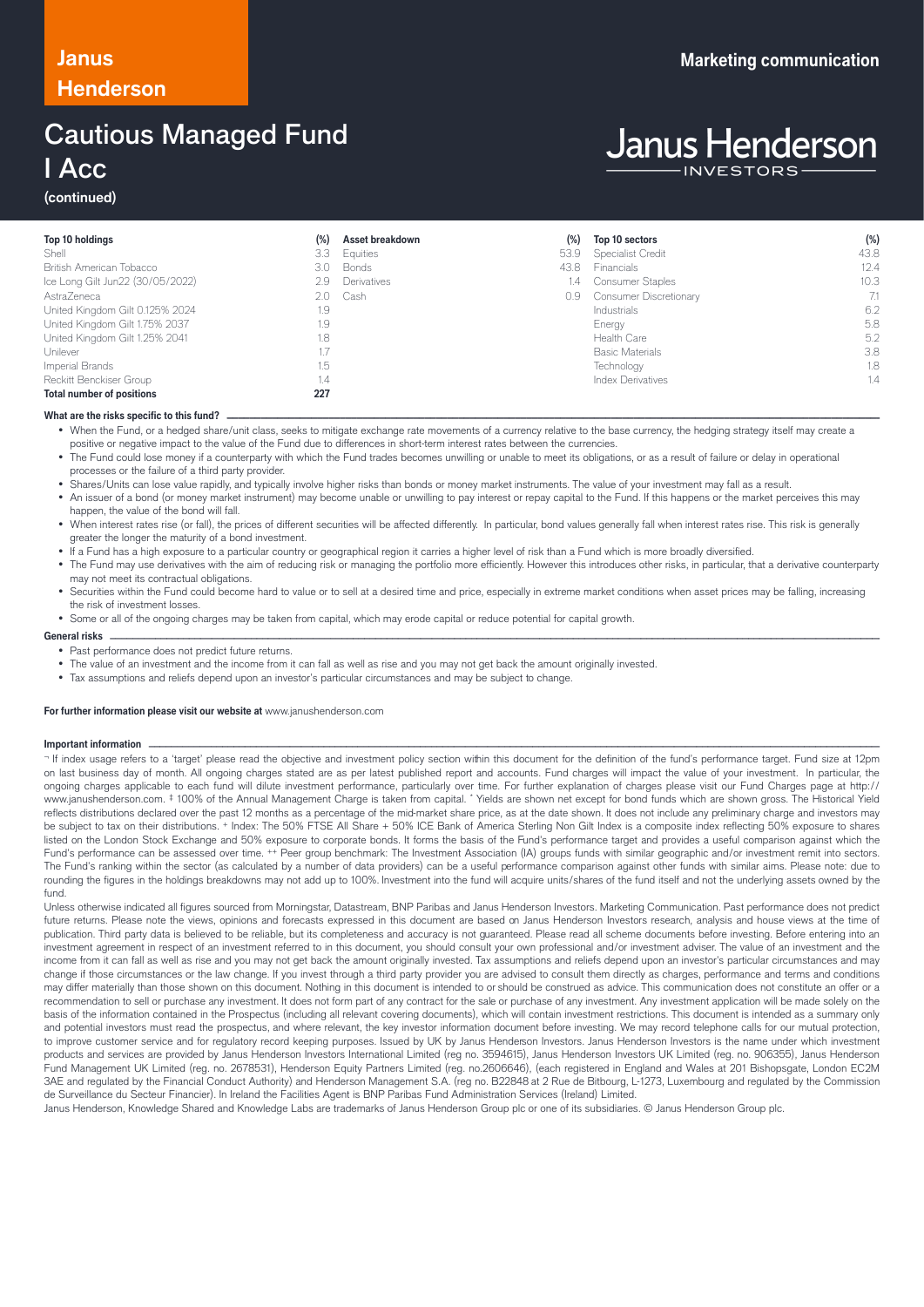# Cautious Managed Fund I Acc

**(continued)**

Marketing communication

| Top 10 holdings | (%) |
|---|---|
| Shell | 3.3 |
| British American Tobacco | 3.0 |
| Ice Long Gilt Jun22 (30/05/2022) | 2.9 |
| AstraZeneca | 2.0 |
| United Kingdom Gilt 0.125% 2024 | 1.9 |
| United Kingdom Gilt 1.75% 2037 | 1.9 |
| United Kingdom Gilt 1.25% 2041 | 1.8 |
| Unilever | 1.7 |
| Imperial Brands | 1.5 |
| Reckitt Benckiser Group | 1.4 |
| **Total number of positions** | **227** |

| Asset breakdown | (%) |
|---|---|
| Equities | 53.9 |
| Bonds | 43.8 |
| Derivatives | 1.4 |
| Cash | 0.9 |

| Top 10 sectors | (%) |
|---|---|
| Specialist Credit | 43.8 |
| Financials | 12.4 |
| Consumer Staples | 10.3 |
| Consumer Discretionary | 7.1 |
| Industrials | 6.2 |
| Energy | 5.8 |
| Health Care | 5.2 |
| Basic Materials | 3.8 |
| Technology | 1.8 |
| Index Derivatives | 1.4 |

**What are the risks specific to this fund?**

- When the Fund, or a hedged share/unit class, seeks to mitigate exchange rate movements of a currency relative to the base currency, the hedging strategy itself may create a positive or negative impact to the value of the Fund due to differences in short-term interest rates between the currencies.
- The Fund could lose money if a counterparty with which the Fund trades becomes unwilling or unable to meet its obligations, or as a result of failure or delay in operational processes or the failure of a third party provider.
- Shares/Units can lose value rapidly, and typically involve higher risks than bonds or money market instruments. The value of your investment may fall as a result.
- An issuer of a bond (or money market instrument) may become unable or unwilling to pay interest or repay capital to the Fund. If this happens or the market perceives this may happen, the value of the bond will fall.
- When interest rates rise (or fall), the prices of different securities will be affected differently. In particular, bond values generally fall when interest rates rise. This risk is generally greater the longer the maturity of a bond investment.
- If a Fund has a high exposure to a particular country or geographical region it carries a higher level of risk than a Fund which is more broadly diversified.
- The Fund may use derivatives with the aim of reducing risk or managing the portfolio more efficiently. However this introduces other risks, in particular, that a derivative counterparty may not meet its contractual obligations.
- Securities within the Fund could become hard to value or to sell at a desired time and price, especially in extreme market conditions when asset prices may be falling, increasing the risk of investment losses.
- Some or all of the ongoing charges may be taken from capital, which may erode capital or reduce potential for capital growth.

**General risks**

- Past performance does not predict future returns.
- The value of an investment and the income from it can fall as well as rise and you may not get back the amount originally invested.
- Tax assumptions and reliefs depend upon an investor's particular circumstances and may be subject to change.

**For further information please visit our website at** www.janushenderson.com

**Important information**

¬ If index usage refers to a 'target' please read the objective and investment policy section within this document for the definition of the fund's performance target. Fund size at 12pm on last business day of month. All ongoing charges stated are as per latest published report and accounts. Fund charges will impact the value of your investment. In particular, the ongoing charges applicable to each fund will dilute investment performance, particularly over time. For further explanation of charges please visit our Fund Charges page at http://www.janushenderson.com. ‡ 100% of the Annual Management Charge is taken from capital. * Yields are shown net except for bond funds which are shown gross. The Historical Yield reflects distributions declared over the past 12 months as a percentage of the mid-market share price, as at the date shown. It does not include any preliminary charge and investors may be subject to tax on their distributions. + Index: The 50% FTSE All Share + 50% ICE Bank of America Sterling Non Gilt Index is a composite index reflecting 50% exposure to shares listed on the London Stock Exchange and 50% exposure to corporate bonds. It forms the basis of the Fund's performance target and provides a useful comparison against which the Fund's performance can be assessed over time. ++ Peer group benchmark: The Investment Association (IA) groups funds with similar geographic and/or investment remit into sectors. The Fund's ranking within the sector (as calculated by a number of data providers) can be a useful performance comparison against other funds with similar aims. Please note: due to rounding the figures in the holdings breakdowns may not add up to 100%. Investment into the fund will acquire units/shares of the fund itself and not the underlying assets owned by the fund.

Unless otherwise indicated all figures sourced from Morningstar, Datastream, BNP Paribas and Janus Henderson Investors. Marketing Communication. Past performance does not predict future returns. Please note the views, opinions and forecasts expressed in this document are based on Janus Henderson Investors research, analysis and house views at the time of publication. Third party data is believed to be reliable, but its completeness and accuracy is not guaranteed. Please read all scheme documents before investing. Before entering into an investment agreement in respect of an investment referred to in this document, you should consult your own professional and/or investment adviser. The value of an investment and the income from it can fall as well as rise and you may not get back the amount originally invested. Tax assumptions and reliefs depend upon an investor's particular circumstances and may change if those circumstances or the law change. If you invest through a third party provider you are advised to consult them directly as charges, performance and terms and conditions may differ materially than those shown on this document. Nothing in this document is intended to or should be construed as advice. This communication does not constitute an offer or a recommendation to sell or purchase any investment. It does not form part of any contract for the sale or purchase of any investment. Any investment application will be made solely on the basis of the information contained in the Prospectus (including all relevant covering documents), which will contain investment restrictions. This document is intended as a summary only and potential investors must read the prospectus, and where relevant, the key investor information document before investing. We may record telephone calls for our mutual protection, to improve customer service and for regulatory record keeping purposes. Issued by UK by Janus Henderson Investors. Janus Henderson Investors is the name under which investment products and services are provided by Janus Henderson Investors International Limited (reg no. 3594615), Janus Henderson Investors UK Limited (reg. no. 906355), Janus Henderson Fund Management UK Limited (reg. no. 2678531), Henderson Equity Partners Limited (reg. no.2606646), (each registered in England and Wales at 201 Bishopsgate, London EC2M 3AE and regulated by the Financial Conduct Authority) and Henderson Management S.A. (reg no. B22848 at 2 Rue de Bitbourg, L-1273, Luxembourg and regulated by the Commission de Surveillance du Secteur Financier). In Ireland the Facilities Agent is BNP Paribas Fund Administration Services (Ireland) Limited.

Janus Henderson, Knowledge Shared and Knowledge Labs are trademarks of Janus Henderson Group plc or one of its subsidiaries. © Janus Henderson Group plc.